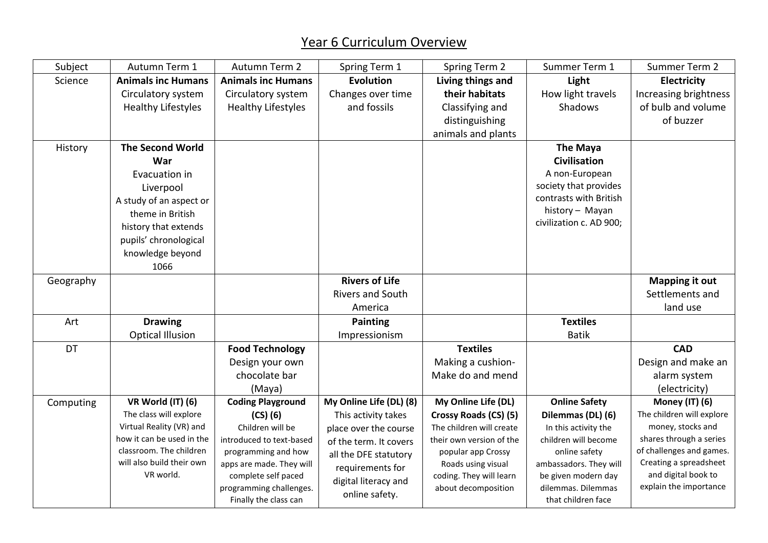# Year 6 Curriculum Overview

| Subject | Autumn Term 1 | Autumn Term 2 | Spring Term 1 | Spring Term 2 | Summer Term 1 | Summer Term 2 |
|---|---|---|---|---|---|---|
| Science | **Animals inc Humans** Circulatory system Healthy Lifestyles | **Animals inc Humans** Circulatory system Healthy Lifestyles | **Evolution** Changes over time and fossils | **Living things and their habitats** Classifying and distinguishing animals and plants | **Light** How light travels Shadows | **Electricity** Increasing brightness of bulb and volume of buzzer |
| History | **The Second World War** Evacuation in Liverpool A study of an aspect or theme in British history that extends pupils' chronological knowledge beyond 1066 | | | | **The Maya Civilisation** A non-European society that provides contrasts with British history – Mayan civilization c. AD 900; | |
| Geography | | | **Rivers of Life** Rivers and South America | | | **Mapping it out** Settlements and land use |
| Art | **Drawing** Optical Illusion | | **Painting** Impressionism | | **Textiles** Batik | |
| DT | | **Food Technology** Design your own chocolate bar (Maya) | | **Textiles** Making a cushion- Make do and mend | | **CAD** Design and make an alarm system (electricity) |
| Computing | **VR World (IT) (6)** The class will explore Virtual Reality (VR) and how it can be used in the classroom. The children will also build their own VR world. | **Coding Playground (CS) (6)** Children will be introduced to text-based programming and how apps are made. They will complete self paced programming challenges. Finally the class can | **My Online Life (DL) (8)** This activity takes place over the course of the term. It covers all the DFE statutory requirements for digital literacy and online safety. | **My Online Life (DL) Crossy Roads (CS) (5)** The children will create their own version of the popular app Crossy Roads using visual coding. They will learn about decomposition | **Online Safety Dilemmas (DL) (6)** In this activity the children will become online safety ambassadors. They will be given modern day dilemmas. Dilemmas that children face | **Money (IT) (6)** The children will explore money, stocks and shares through a series of challenges and games. Creating a spreadsheet and digital book to explain the importance |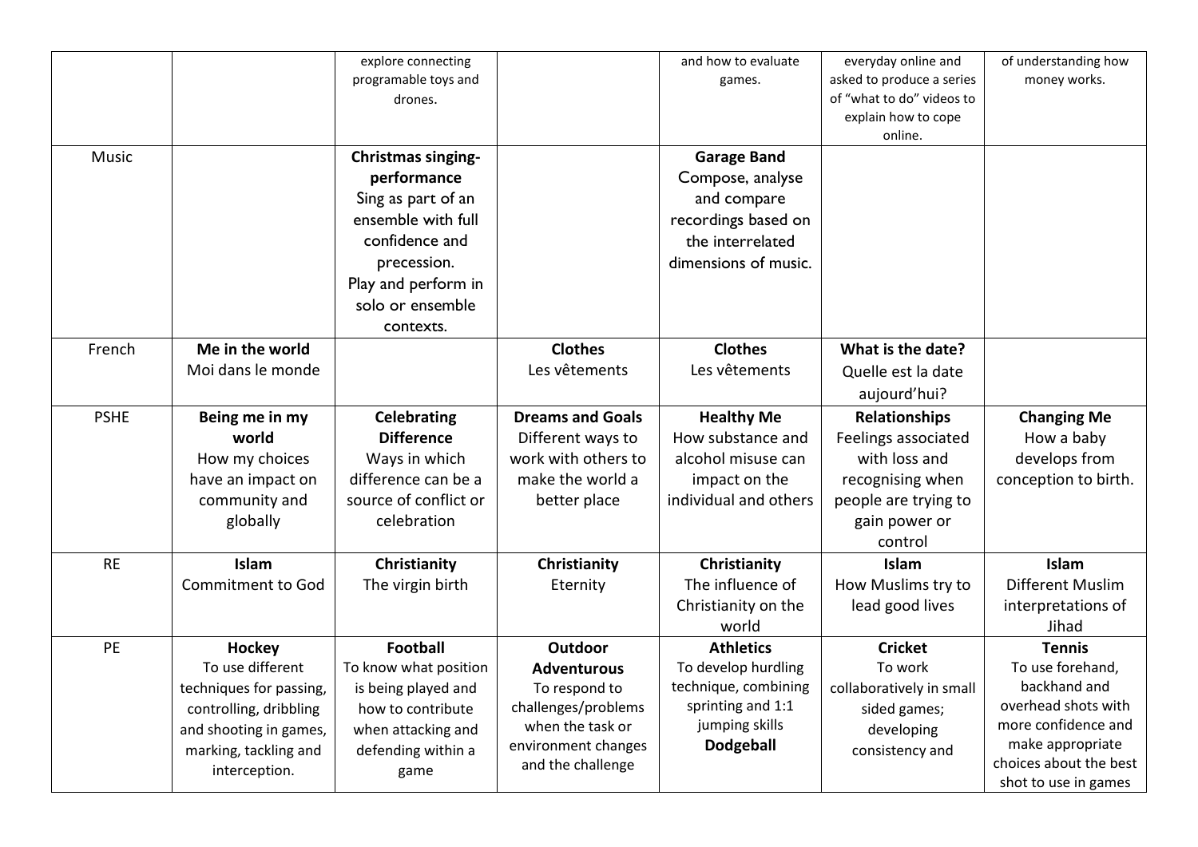| | | | | | | |
|---|---|---|---|---|---|---|
| | | explore connecting programable toys and drones. | | and how to evaluate games. | everyday online and asked to produce a series of "what to do" videos to explain how to cope online. | of understanding how money works. |
| Music | | **Christmas singing-performance** Sing as part of an ensemble with full confidence and precession. Play and perform in solo or ensemble contexts. | | **Garage Band** Compose, analyse and compare recordings based on the interrelated dimensions of music. | | |
| French | **Me in the world** Moi dans le monde | | **Clothes** Les vêtements | **Clothes** Les vêtements | **What is the date?** Quelle est la date aujourd'hui? | |
| PSHE | **Being me in my world** How my choices have an impact on community and globally | **Celebrating Difference** Ways in which difference can be a source of conflict or celebration | **Dreams and Goals** Different ways to work with others to make the world a better place | **Healthy Me** How substance and alcohol misuse can impact on the individual and others | **Relationships** Feelings associated with loss and recognising when people are trying to gain power or control | **Changing Me** How a baby develops from conception to birth. |
| RE | **Islam** Commitment to God | **Christianity** The virgin birth | **Christianity** Eternity | **Christianity** The influence of Christianity on the world | **Islam** How Muslims try to lead good lives | **Islam** Different Muslim interpretations of Jihad |
| PE | **Hockey** To use different techniques for passing, controlling, dribbling and shooting in games, marking, tackling and interception. | **Football** To know what position is being played and how to contribute when attacking and defending within a game | **Outdoor Adventurous** To respond to challenges/problems when the task or environment changes and the challenge | **Athletics** To develop hurdling technique, combining sprinting and 1:1 jumping skills **Dodgeball** | **Cricket** To work collaboratively in small sided games; developing consistency and | **Tennis** To use forehand, backhand and overhead shots with more confidence and make appropriate choices about the best shot to use in games |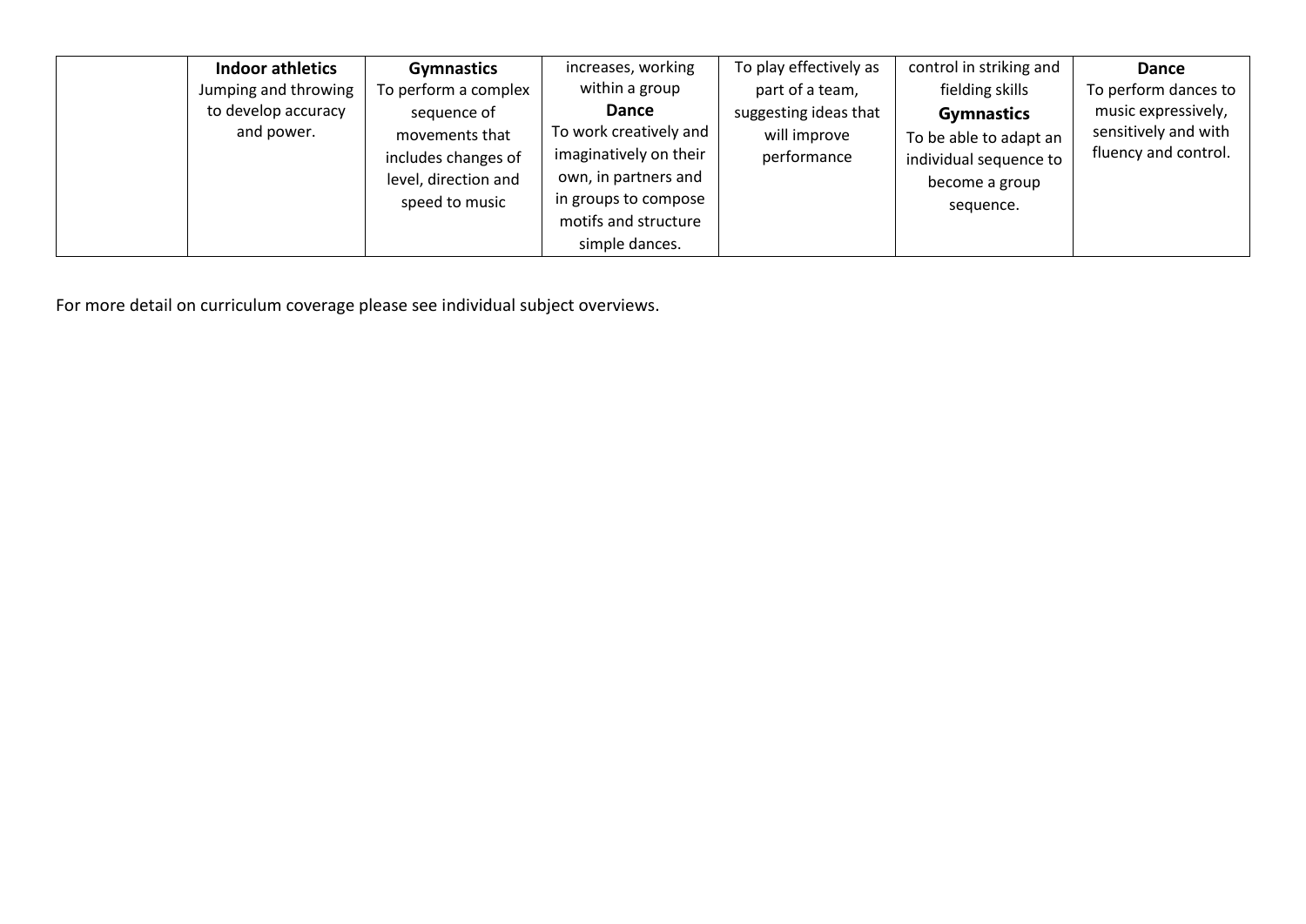| | | | | | | |
|---|---|---|---|---|---|---|
| | **Indoor athletics** Jumping and throwing to develop accuracy and power. | **Gymnastics** To perform a complex sequence of movements that includes changes of level, direction and speed to music | increases, working within a group **Dance** To work creatively and imaginatively on their own, in partners and in groups to compose motifs and structure simple dances. | To play effectively as part of a team, suggesting ideas that will improve performance | control in striking and fielding skills **Gymnastics** To be able to adapt an individual sequence to become a group sequence. | **Dance** To perform dances to music expressively, sensitively and with fluency and control. |

For more detail on curriculum coverage please see individual subject overviews.